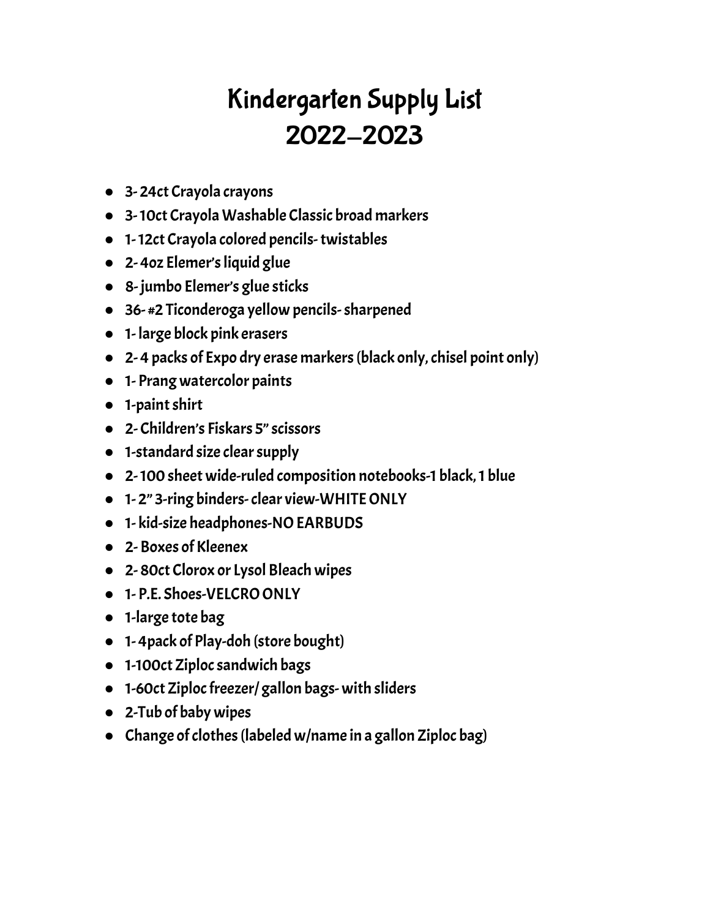# Kindergarten Supply List 2022–2023

- 3- 24ct Crayola crayons
- 3- 10ct Crayola Washable Classic broad markers
- 1- 12ct Crayola colored pencils- twistables
- 2- 4oz Elemer's liquid glue
- 8- jumbo Elemer's glue sticks
- 36- #2 Ticonderoga yellow pencils- sharpened
- 1- large block pink erasers
- 2- 4 packs of Expo dry erase markers (black only, chisel point only)
- 1- Prang watercolor paints
- 1-paint shirt
- 2- Children's Fiskars 5" scissors
- 1-standard size clear supply
- 2- 100 sheet wide-ruled composition notebooks-1 black, 1 blue
- 1- 2" 3-ring binders- clear view-WHITE ONLY
- 1- kid-size headphones-NO EARBUDS
- 2- Boxes of Kleenex
- 2- 80ct Clorox or Lysol Bleach wipes
- 1- P.E. Shoes-VELCRO ONLY
- 1-large tote bag
- 1- 4pack of Play-doh (store bought)
- 1-100ct Ziploc sandwich bags
- 1-60ct Ziploc freezer/ gallon bags- with sliders
- 2-Tub of baby wipes
- Change of clothes (labeled w/name in a gallon Ziploc bag)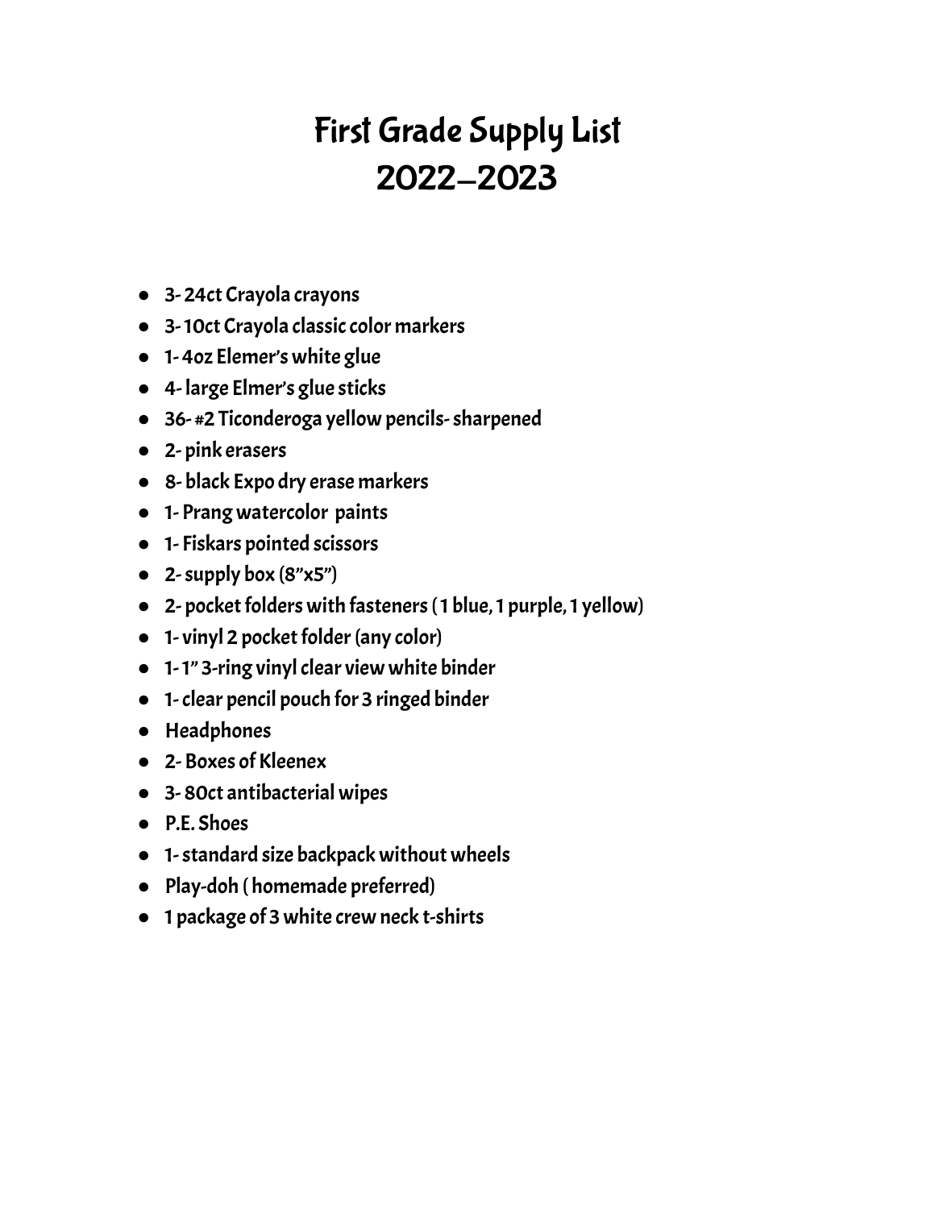# First Grade Supply List
# 2022-2023

- 3- 24ct Crayola crayons
- 3- 10ct Crayola classic color markers
- 1- 4oz Elemer's white glue
- 4- large Elmer's glue sticks
- 36- #2 Ticonderoga yellow pencils- sharpened
- 2- pink erasers
- 8- black Expo dry erase markers
- 1- Prang watercolor paints
- 1- Fiskars pointed scissors
- 2- supply box (8"x5")
- 2- pocket folders with fasteners ( 1 blue, 1 purple, 1 yellow)
- 1- vinyl 2 pocket folder (any color)
- 1- 1" 3-ring vinyl clear view white binder
- 1- clear pencil pouch for 3 ringed binder
- Headphones
- 2- Boxes of Kleenex
- 3- 80ct antibacterial wipes
- P.E. Shoes
- 1- standard size backpack without wheels
- Play-doh ( homemade preferred)
- 1 package of 3 white crew neck t-shirts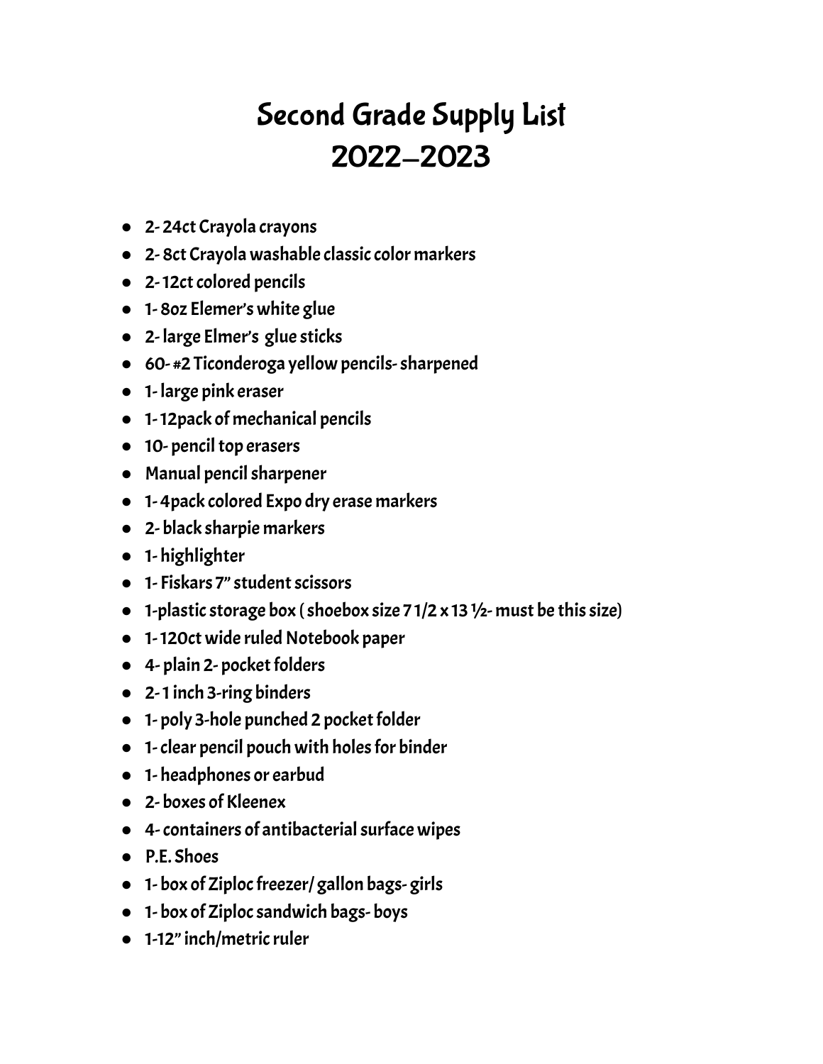# Second Grade Supply List
# 2022-2023

- 2- 24ct Crayola crayons
- 2- 8ct Crayola washable classic color markers
- 2- 12ct colored pencils
- 1- 8oz Elemer's white glue
- 2- large Elmer's glue sticks
- 60- #2 Ticonderoga yellow pencils- sharpened
- 1- large pink eraser
- 1- 12pack of mechanical pencils
- 10- pencil top erasers
- Manual pencil sharpener
- 1- 4pack colored Expo dry erase markers
- 2- black sharpie markers
- 1- highlighter
- 1- Fiskars 7" student scissors
- 1-plastic storage box ( shoebox size 7 1/2 x 13 ½- must be this size)
- 1- 120ct wide ruled Notebook paper
- 4- plain 2- pocket folders
- 2- 1 inch 3-ring binders
- 1- poly 3-hole punched 2 pocket folder
- 1- clear pencil pouch with holes for binder
- 1- headphones or earbud
- 2- boxes of Kleenex
- 4- containers of antibacterial surface wipes
- P.E. Shoes
- 1- box of Ziploc freezer/ gallon bags- girls
- 1- box of Ziploc sandwich bags- boys
- 1-12" inch/metric ruler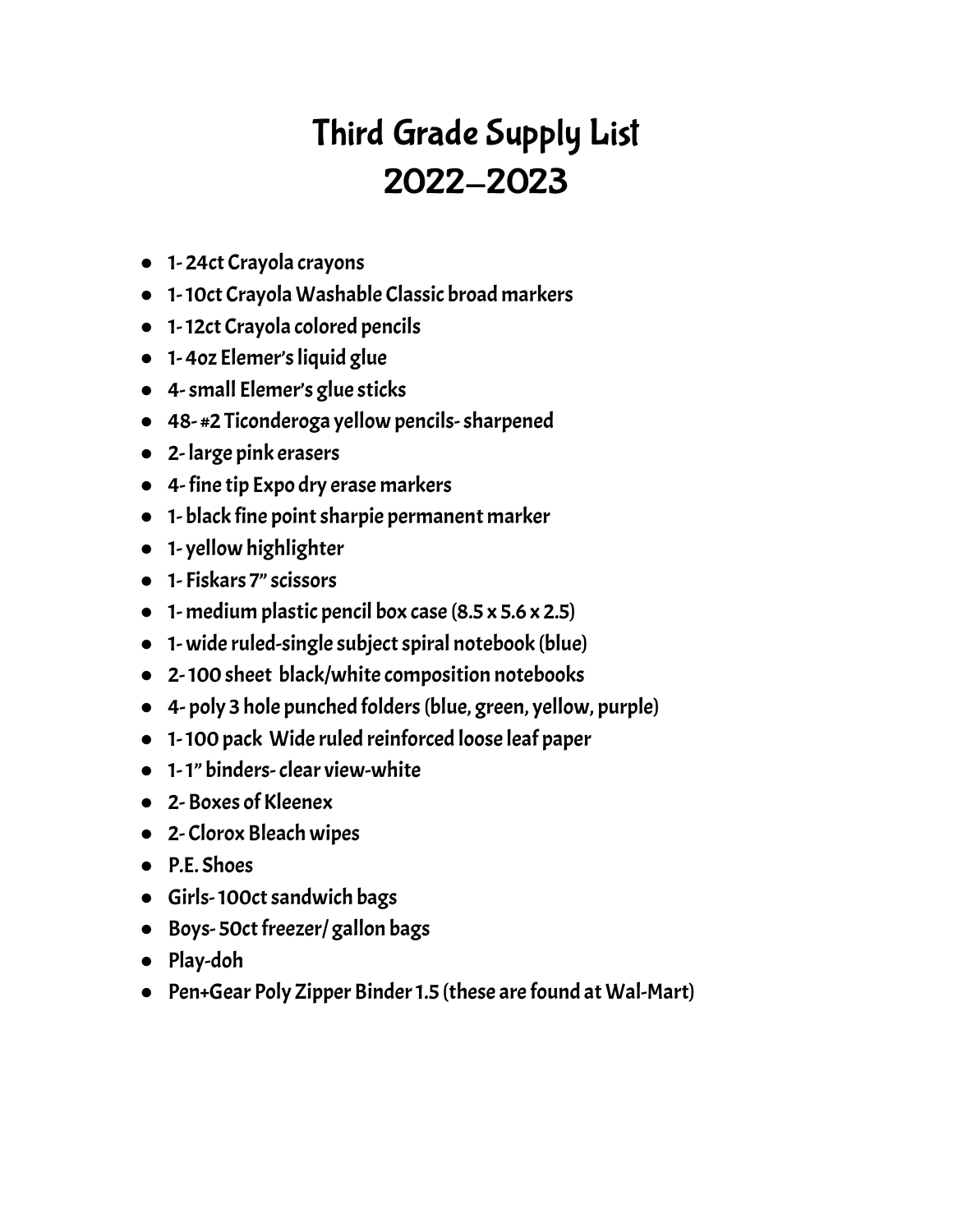# Third Grade Supply List
# 2022-2023

- 1- 24ct Crayola crayons
- 1- 10ct Crayola Washable Classic broad markers
- 1- 12ct Crayola colored pencils
- 1- 4oz Elemer's liquid glue
- 4- small Elemer's glue sticks
- 48- #2 Ticonderoga yellow pencils- sharpened
- 2- large pink erasers
- 4- fine tip Expo dry erase markers
- 1- black fine point sharpie permanent marker
- 1- yellow highlighter
- 1- Fiskars 7" scissors
- 1- medium plastic pencil box case (8.5 x 5.6 x 2.5)
- 1- wide ruled-single subject spiral notebook (blue)
- 2- 100 sheet black/white composition notebooks
- 4- poly 3 hole punched folders (blue, green, yellow, purple)
- 1- 100 pack Wide ruled reinforced loose leaf paper
- 1- 1" binders- clear view-white
- 2- Boxes of Kleenex
- 2- Clorox Bleach wipes
- P.E. Shoes
- Girls- 100ct sandwich bags
- Boys- 50ct freezer/ gallon bags
- Play-doh
- Pen+Gear Poly Zipper Binder 1.5 (these are found at Wal-Mart)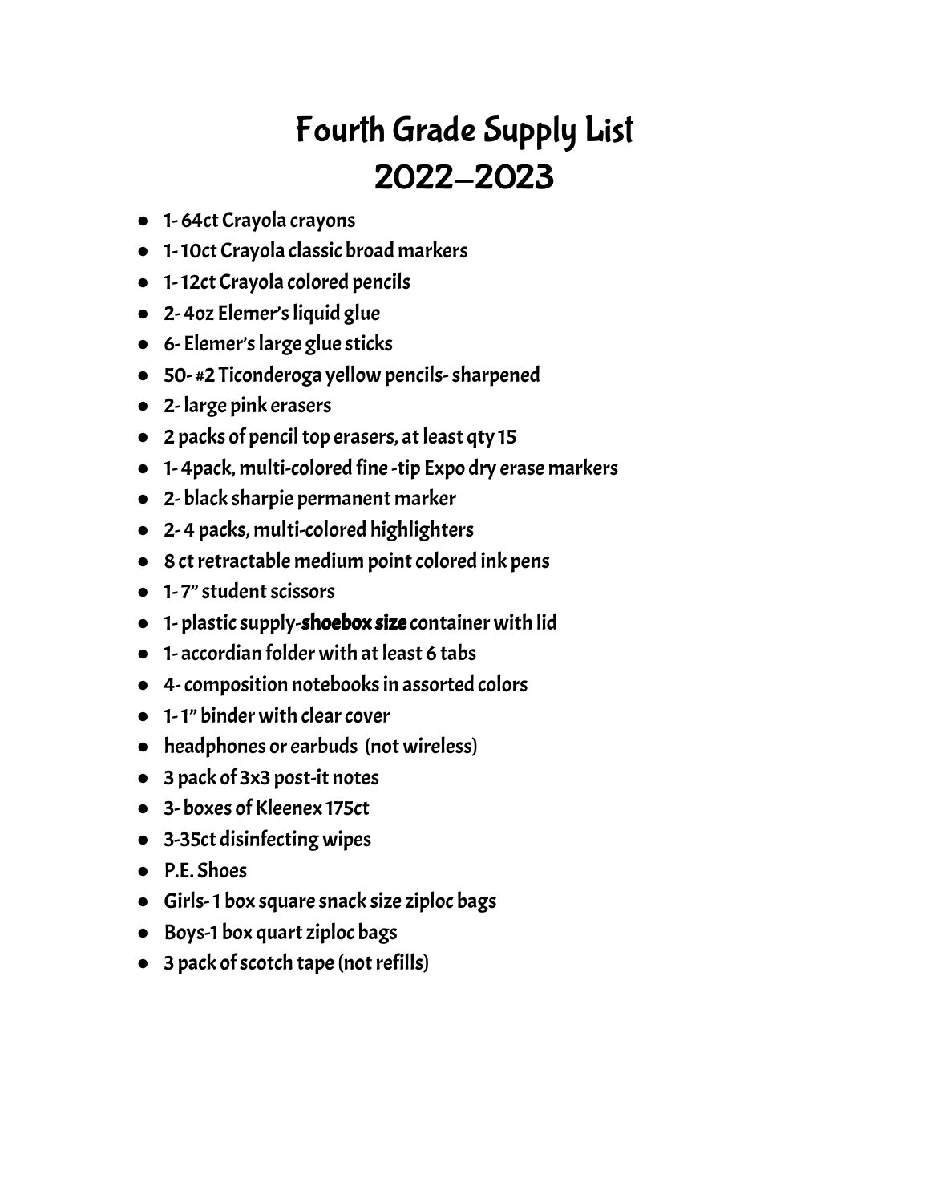# Fourth Grade Supply List
# 2022-2023

- 1- 64ct Crayola crayons
- 1- 10ct Crayola classic broad markers
- 1- 12ct Crayola colored pencils
- 2- 4oz Elemer's liquid glue
- 6- Elemer's large glue sticks
- 50- #2 Ticonderoga yellow pencils- sharpened
- 2- large pink erasers
- 2 packs of pencil top erasers, at least qty 15
- 1- 4pack, multi-colored fine -tip Expo dry erase markers
- 2- black sharpie permanent marker
- 2- 4 packs, multi-colored highlighters
- 8 ct retractable medium point colored ink pens
- 1- 7" student scissors
- 1- plastic supply-**shoebox size** container with lid
- 1- accordian folder with at least 6 tabs
- 4- composition notebooks in assorted colors
- 1- 1" binder with clear cover
- headphones or earbuds (not wireless)
- 3 pack of 3x3 post-it notes
- 3- boxes of Kleenex 175ct
- 3-35ct disinfecting wipes
- P.E. Shoes
- Girls- 1 box square snack size ziploc bags
- Boys-1 box quart ziploc bags
- 3 pack of scotch tape (not refills)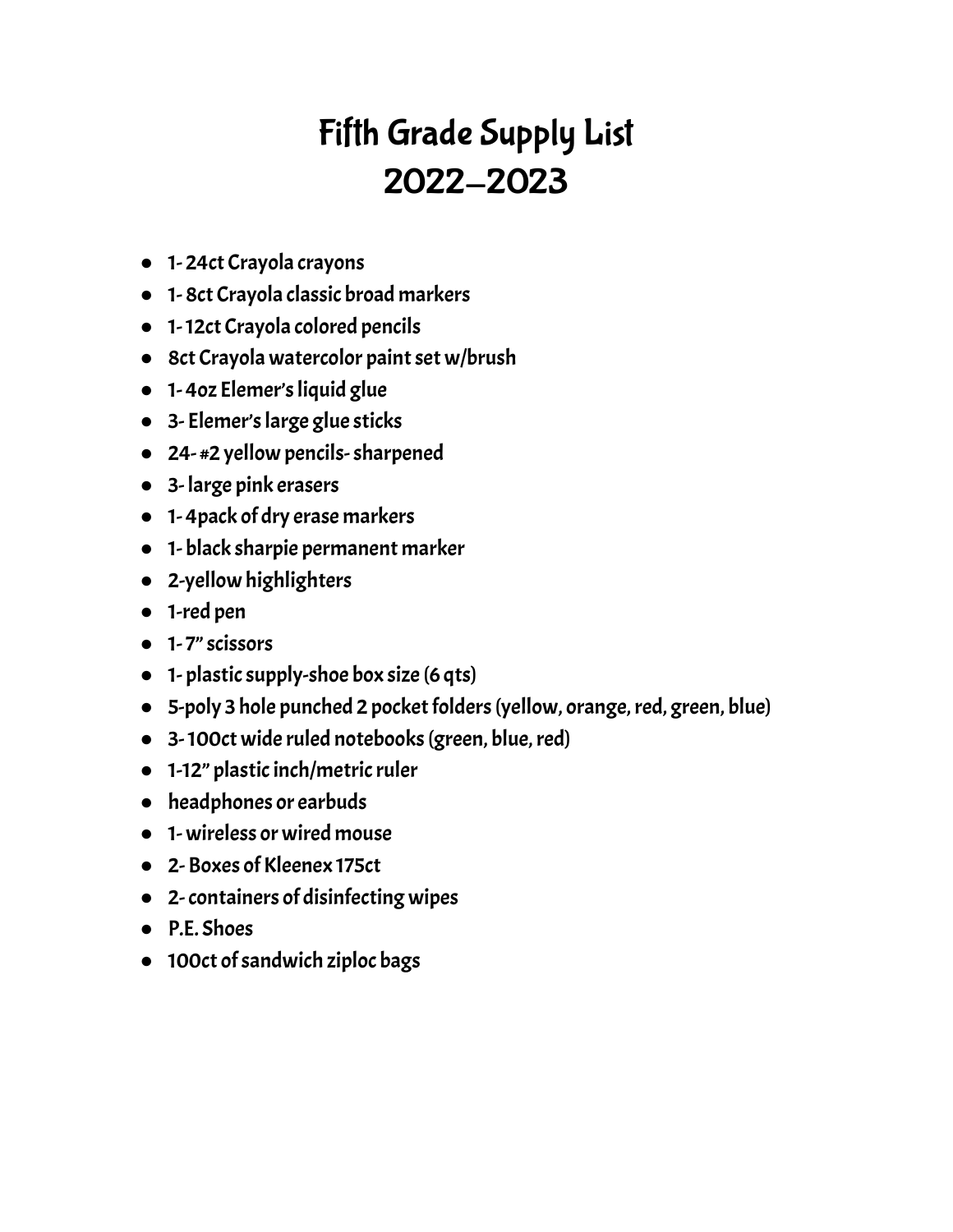# Fifth Grade Supply List
# 2022–2023

- 1- 24ct Crayola crayons
- 1- 8ct Crayola classic broad markers
- 1- 12ct Crayola colored pencils
- 8ct Crayola watercolor paint set w/brush
- 1- 4oz Elemer's liquid glue
- 3- Elemer's large glue sticks
- 24- #2 yellow pencils- sharpened
- 3- large pink erasers
- 1- 4pack of dry erase markers
- 1- black sharpie permanent marker
- 2-yellow highlighters
- 1-red pen
- 1- 7" scissors
- 1- plastic supply-shoe box size (6 qts)
- 5-poly 3 hole punched 2 pocket folders (yellow, orange, red, green, blue)
- 3- 100ct wide ruled notebooks (green, blue, red)
- 1-12" plastic inch/metric ruler
- headphones or earbuds
- 1- wireless or wired mouse
- 2- Boxes of Kleenex 175ct
- 2- containers of disinfecting wipes
- P.E. Shoes
- 100ct of sandwich ziploc bags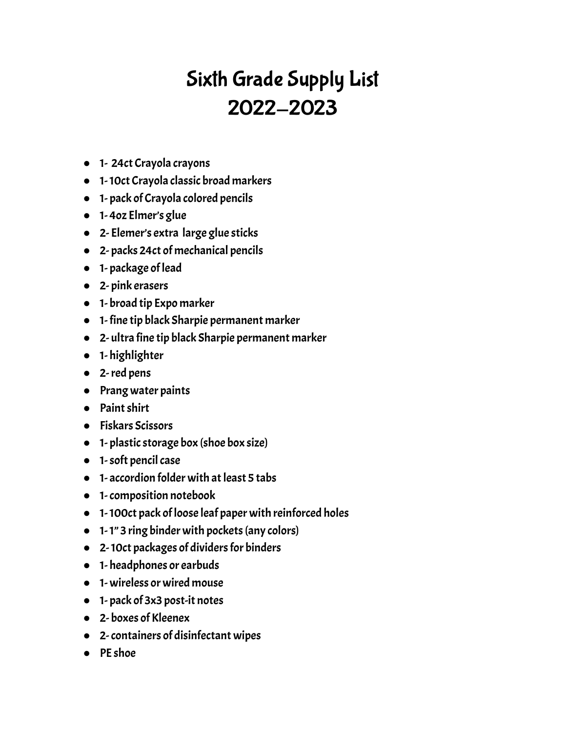# Sixth Grade Supply List
# 2022-2023

- 1- 24ct Crayola crayons
- 1- 10ct Crayola classic broad markers
- 1- pack of Crayola colored pencils
- 1- 4oz Elmer's glue
- 2- Elemer's extra large glue sticks
- 2- packs 24ct of mechanical pencils
- 1- package of lead
- 2- pink erasers
- 1- broad tip Expo marker
- 1- fine tip black Sharpie permanent marker
- 2- ultra fine tip black Sharpie permanent marker
- 1- highlighter
- 2- red pens
- Prang water paints
- Paint shirt
- Fiskars Scissors
- 1- plastic storage box (shoe box size)
- 1- soft pencil case
- 1- accordion folder with at least 5 tabs
- 1- composition notebook
- 1- 100ct pack of loose leaf paper with reinforced holes
- 1- 1" 3 ring binder with pockets (any colors)
- 2- 10ct packages of dividers for binders
- 1- headphones or earbuds
- 1- wireless or wired mouse
- 1- pack of 3x3 post-it notes
- 2- boxes of Kleenex
- 2- containers of disinfectant wipes
- PE shoe